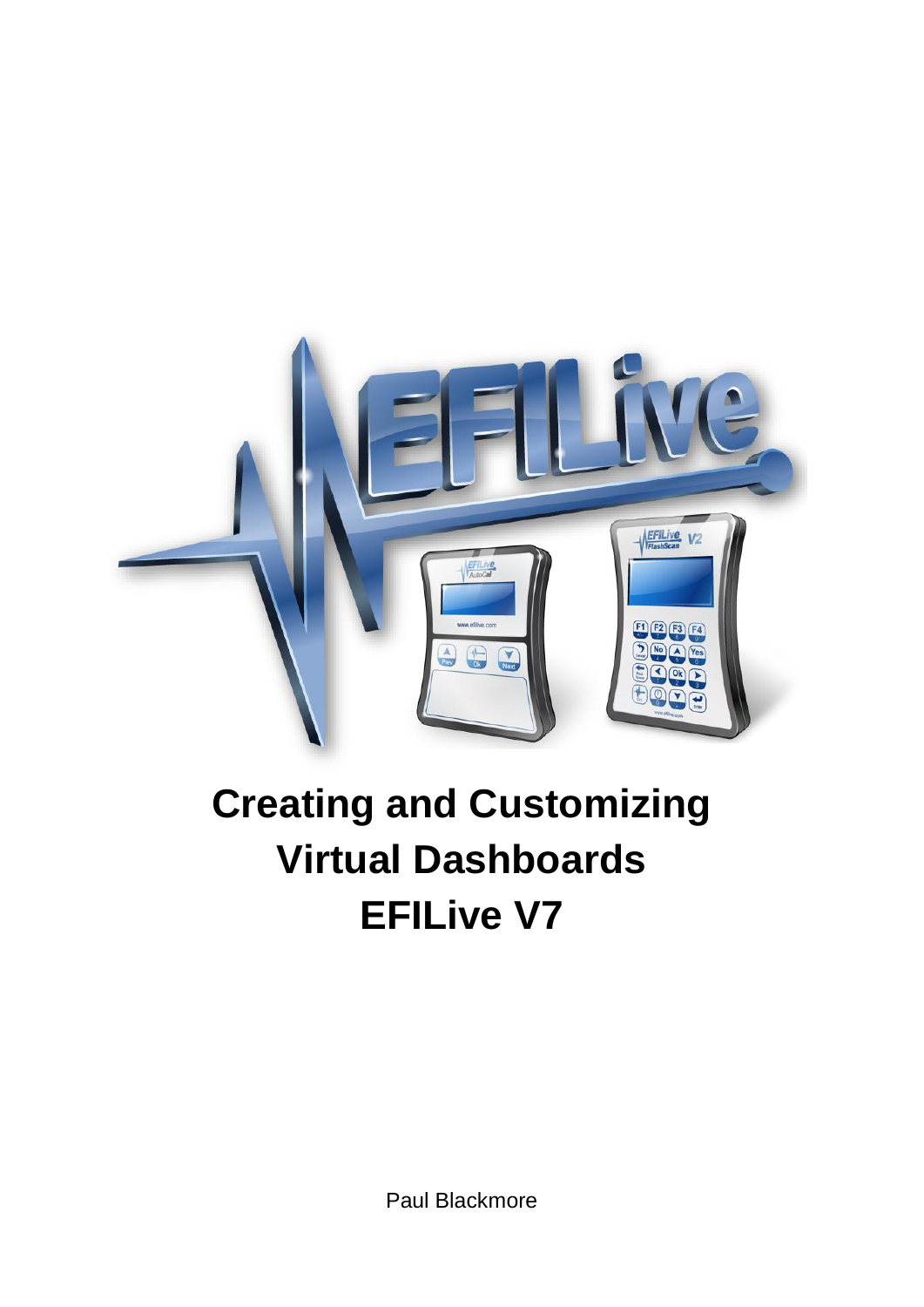# Creating and Customizing Virtual Dashboards EFILive V7

Paul Blackmore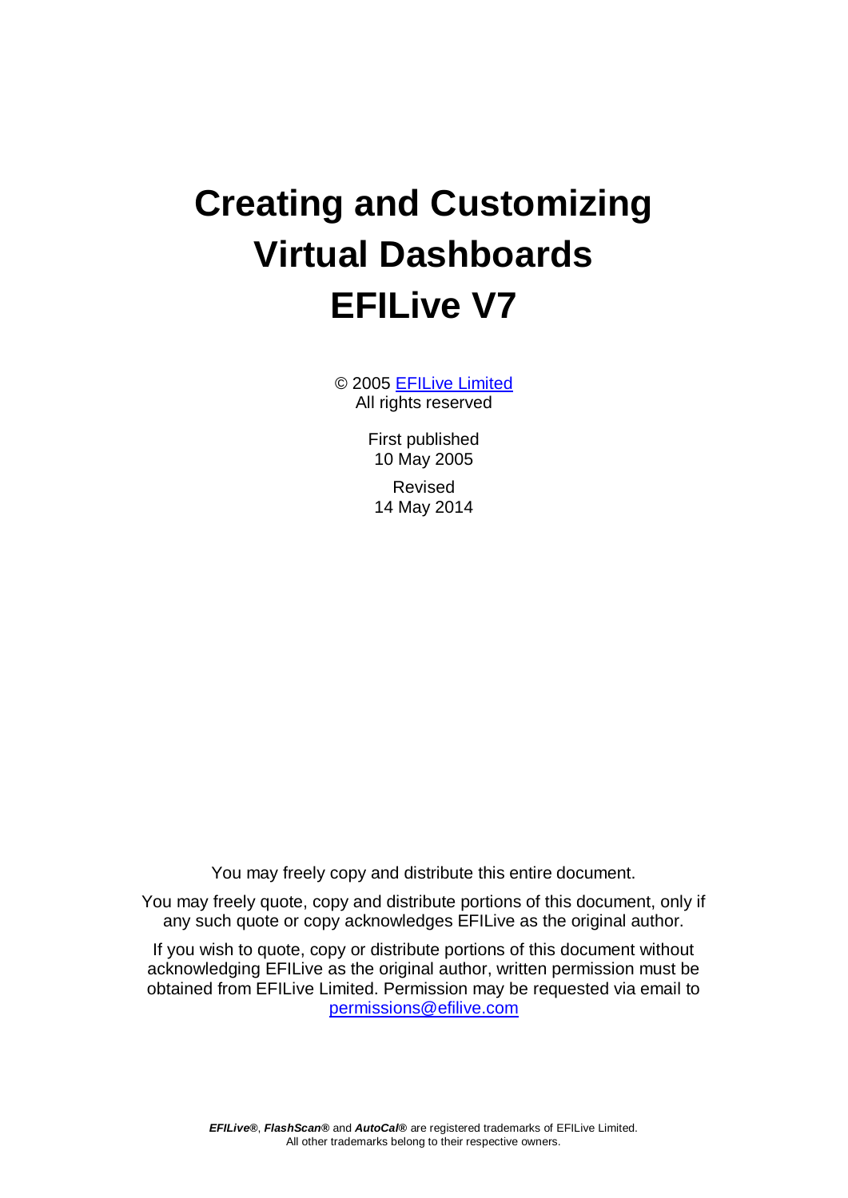# Creating and Customizing Virtual Dashboards EFILive V7

© 2005 EFILive Limited
All rights reserved

First published
10 May 2005

Revised
14 May 2014

You may freely copy and distribute this entire document.

You may freely quote, copy and distribute portions of this document, only if any such quote or copy acknowledges EFILive as the original author.

If you wish to quote, copy or distribute portions of this document without acknowledging EFILive as the original author, written permission must be obtained from EFILive Limited. Permission may be requested via email to permissions@efilive.com

***EFILive®***, ***FlashScan®*** and ***AutoCal®*** are registered trademarks of EFILive Limited.
All other trademarks belong to their respective owners.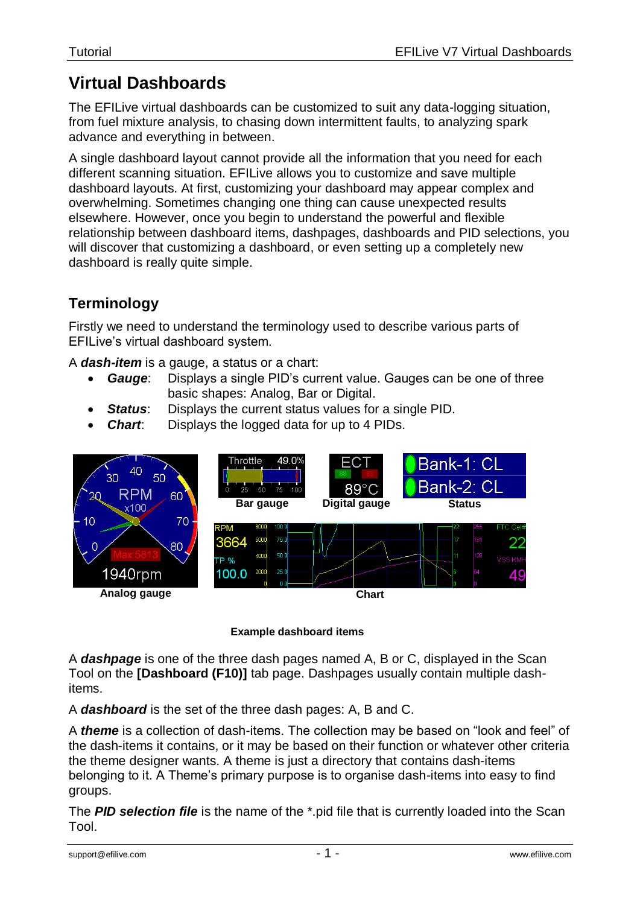# Virtual Dashboards

The EFILive virtual dashboards can be customized to suit any data-logging situation, from fuel mixture analysis, to chasing down intermittent faults, to analyzing spark advance and everything in between.

A single dashboard layout cannot provide all the information that you need for each different scanning situation. EFILive allows you to customize and save multiple dashboard layouts. At first, customizing your dashboard may appear complex and overwhelming. Sometimes changing one thing can cause unexpected results elsewhere. However, once you begin to understand the powerful and flexible relationship between dashboard items, dashpages, dashboards and PID selections, you will discover that customizing a dashboard, or even setting up a completely new dashboard is really quite simple.

## Terminology

Firstly we need to understand the terminology used to describe various parts of EFILive's virtual dashboard system.

A ***dash-item*** is a gauge, a status or a chart:

- ***Gauge***: Displays a single PID's current value. Gauges can be one of three basic shapes: Analog, Bar or Digital.
- ***Status***: Displays the current status values for a single PID.
- ***Chart***: Displays the logged data for up to 4 PIDs.

Analog gauge | Bar gauge | Digital gauge | Status | Chart

**Example dashboard items**

A ***dashpage*** is one of the three dash pages named A, B or C, displayed in the Scan Tool on the **[Dashboard (F10)]** tab page. Dashpages usually contain multiple dash-items.

A ***dashboard*** is the set of the three dash pages: A, B and C.

A ***theme*** is a collection of dash-items. The collection may be based on "look and feel" of the dash-items it contains, or it may be based on their function or whatever other criteria the theme designer wants. A theme is just a directory that contains dash-items belonging to it. A Theme's primary purpose is to organise dash-items into easy to find groups.

The ***PID selection file*** is the name of the *.pid file that is currently loaded into the Scan Tool.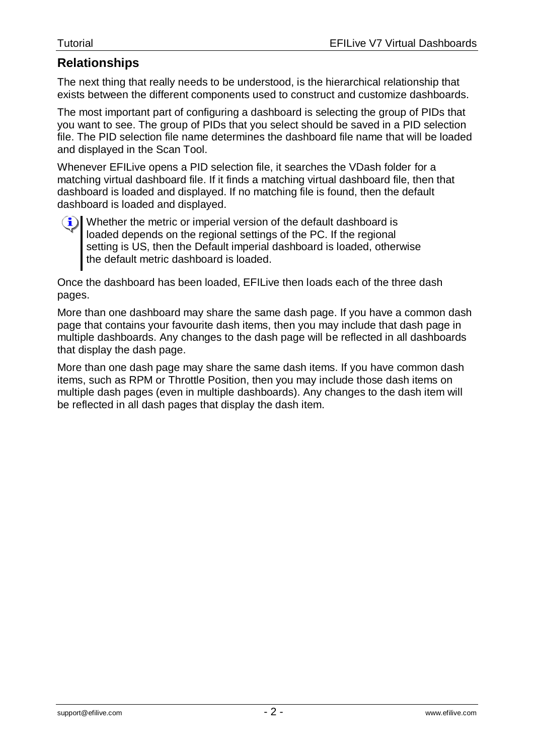## Relationships

The next thing that really needs to be understood, is the hierarchical relationship that exists between the different components used to construct and customize dashboards.

The most important part of configuring a dashboard is selecting the group of PIDs that you want to see. The group of PIDs that you select should be saved in a PID selection file. The PID selection file name determines the dashboard file name that will be loaded and displayed in the Scan Tool.

Whenever EFILive opens a PID selection file, it searches the VDash folder for a matching virtual dashboard file. If it finds a matching virtual dashboard file, then that dashboard is loaded and displayed. If no matching file is found, then the default dashboard is loaded and displayed.

> Whether the metric or imperial version of the default dashboard is loaded depends on the regional settings of the PC. If the regional setting is US, then the Default imperial dashboard is loaded, otherwise the default metric dashboard is loaded.

Once the dashboard has been loaded, EFILive then loads each of the three dash pages.

More than one dashboard may share the same dash page. If you have a common dash page that contains your favourite dash items, then you may include that dash page in multiple dashboards. Any changes to the dash page will be reflected in all dashboards that display the dash page.

More than one dash page may share the same dash items. If you have common dash items, such as RPM or Throttle Position, then you may include those dash items on multiple dash pages (even in multiple dashboards). Any changes to the dash item will be reflected in all dash pages that display the dash item.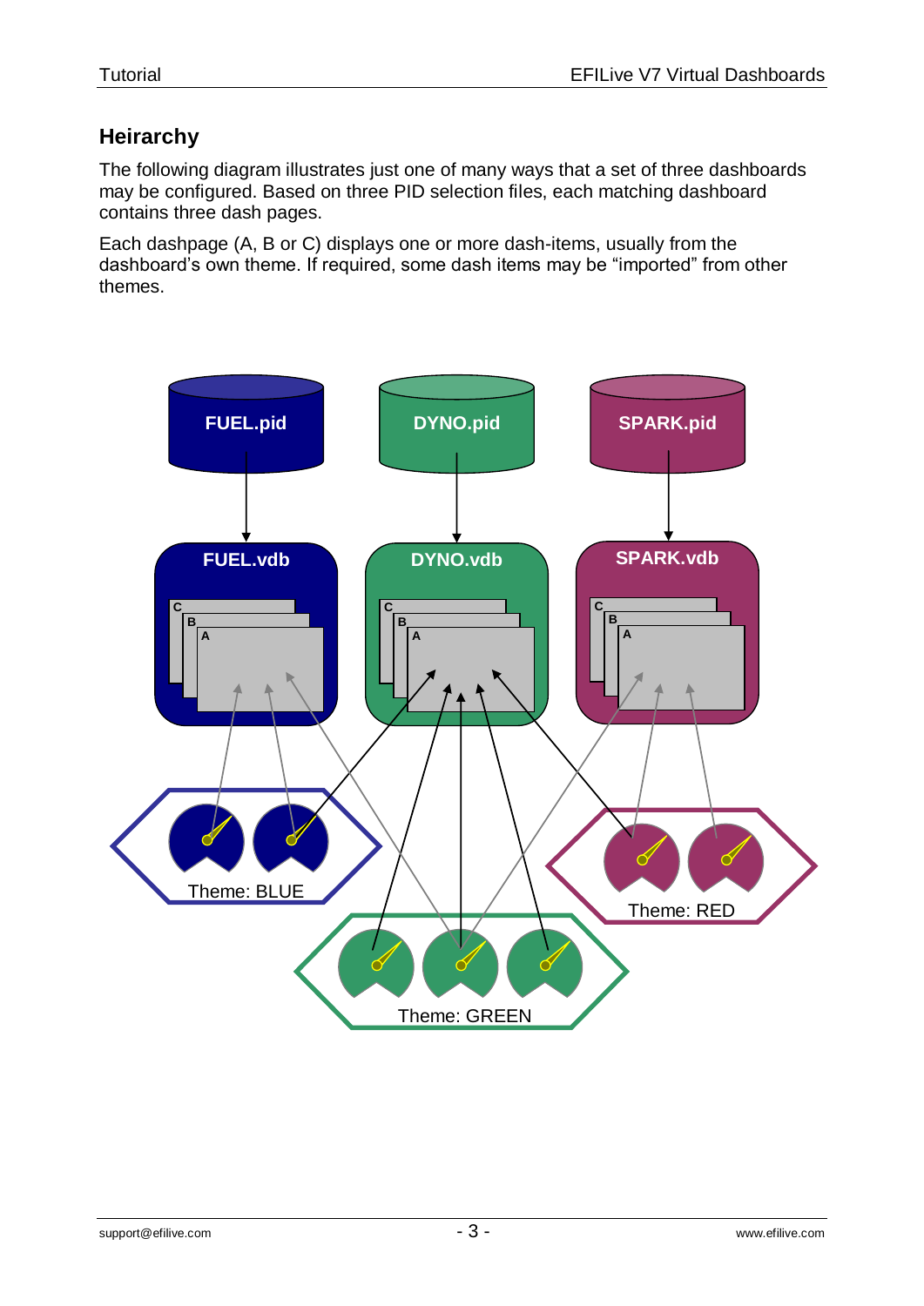## Heirarchy

The following diagram illustrates just one of many ways that a set of three dashboards may be configured. Based on three PID selection files, each matching dashboard contains three dash pages.

Each dashpage (A, B or C) displays one or more dash-items, usually from the dashboard's own theme. If required, some dash items may be "imported" from other themes.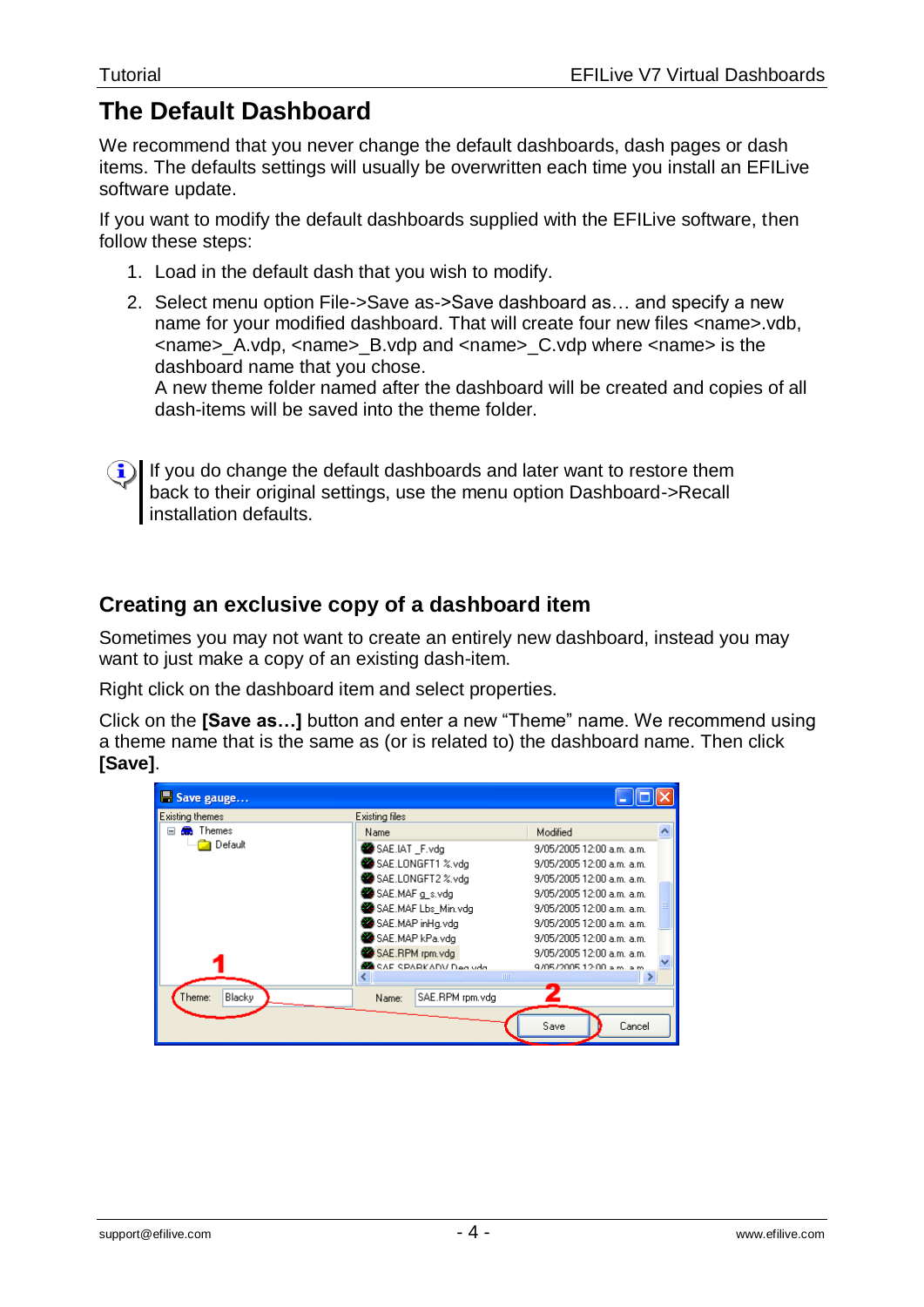# The Default Dashboard

We recommend that you never change the default dashboards, dash pages or dash items. The defaults settings will usually be overwritten each time you install an EFILive software update.

If you want to modify the default dashboards supplied with the EFILive software, then follow these steps:

1. Load in the default dash that you wish to modify.
2. Select menu option File->Save as->Save dashboard as… and specify a new name for your modified dashboard. That will create four new files <name>.vdb, <name>_A.vdp, <name>_B.vdp and <name>_C.vdp where <name> is the dashboard name that you chose.
   A new theme folder named after the dashboard will be created and copies of all dash-items will be saved into the theme folder.

If you do change the default dashboards and later want to restore them back to their original settings, use the menu option Dashboard->Recall installation defaults.

## Creating an exclusive copy of a dashboard item

Sometimes you may not want to create an entirely new dashboard, instead you may want to just make a copy of an existing dash-item.

Right click on the dashboard item and select properties.

Click on the **[Save as…]** button and enter a new "Theme" name. We recommend using a theme name that is the same as (or is related to) the dashboard name. Then click **[Save]**.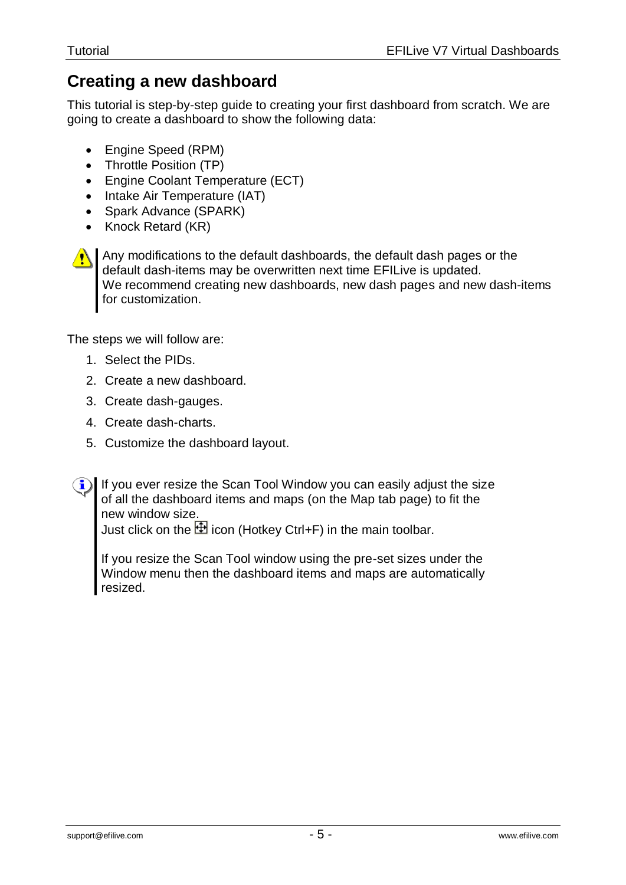# Creating a new dashboard

This tutorial is step-by-step guide to creating your first dashboard from scratch. We are going to create a dashboard to show the following data:

- Engine Speed (RPM)
- Throttle Position (TP)
- Engine Coolant Temperature (ECT)
- Intake Air Temperature (IAT)
- Spark Advance (SPARK)
- Knock Retard (KR)

> Any modifications to the default dashboards, the default dash pages or the default dash-items may be overwritten next time EFILive is updated.
> We recommend creating new dashboards, new dash pages and new dash-items for customization.

The steps we will follow are:

1. Select the PIDs.
2. Create a new dashboard.
3. Create dash-gauges.
4. Create dash-charts.
5. Customize the dashboard layout.

> If you ever resize the Scan Tool Window you can easily adjust the size of all the dashboard items and maps (on the Map tab page) to fit the new window size.
> Just click on the icon (Hotkey Ctrl+F) in the main toolbar.
>
> If you resize the Scan Tool window using the pre-set sizes under the Window menu then the dashboard items and maps are automatically resized.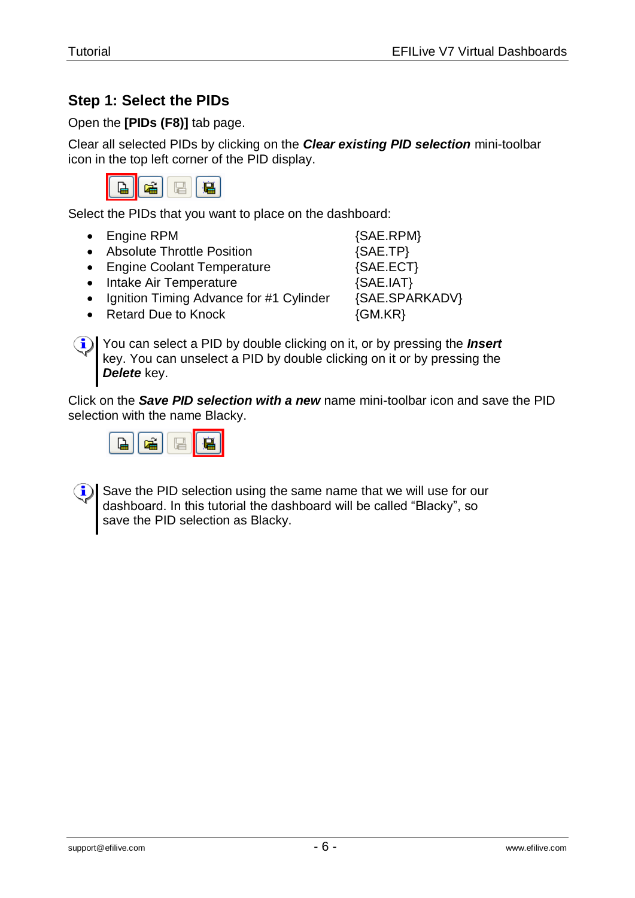## Step 1: Select the PIDs

Open the **[PIDs (F8)]** tab page.

Clear all selected PIDs by clicking on the ***Clear existing PID selection*** mini-toolbar icon in the top left corner of the PID display.

Select the PIDs that you want to place on the dashboard:

- Engine RPM {SAE.RPM}
- Absolute Throttle Position {SAE.TP}
- Engine Coolant Temperature {SAE.ECT}
- Intake Air Temperature {SAE.IAT}
- Ignition Timing Advance for #1 Cylinder {SAE.SPARKADV}
- Retard Due to Knock {GM.KR}

You can select a PID by double clicking on it, or by pressing the ***Insert*** key. You can unselect a PID by double clicking on it or by pressing the ***Delete*** key.

Click on the ***Save PID selection with a new*** name mini-toolbar icon and save the PID selection with the name Blacky.

Save the PID selection using the same name that we will use for our dashboard. In this tutorial the dashboard will be called "Blacky", so save the PID selection as Blacky.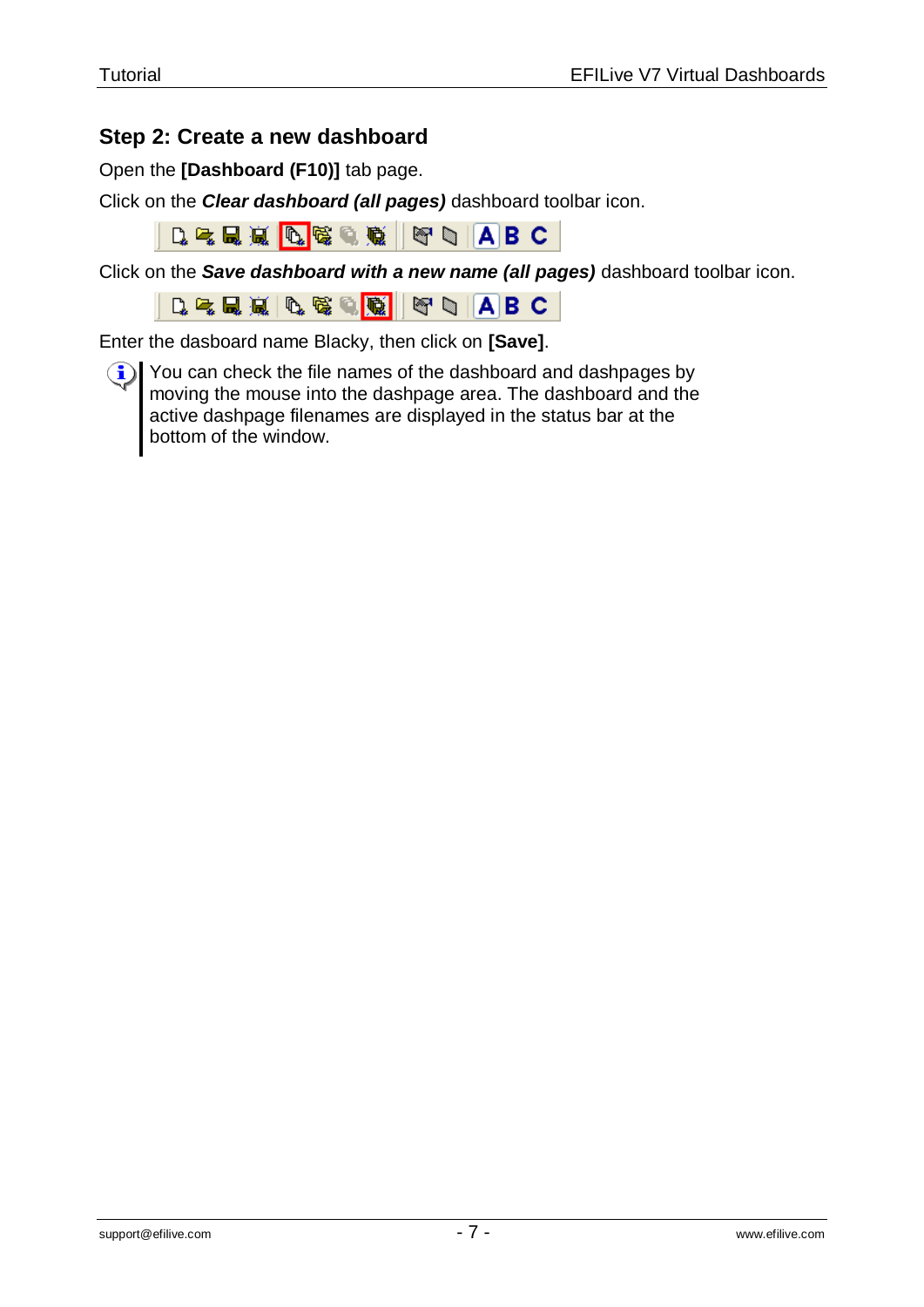## Step 2: Create a new dashboard

Open the **[Dashboard (F10)]** tab page.

Click on the ***Clear dashboard (all pages)*** dashboard toolbar icon.

Click on the ***Save dashboard with a new name (all pages)*** dashboard toolbar icon.

Enter the dasboard name Blacky, then click on **[Save]**.

You can check the file names of the dashboard and dashpages by moving the mouse into the dashpage area. The dashboard and the active dashpage filenames are displayed in the status bar at the bottom of the window.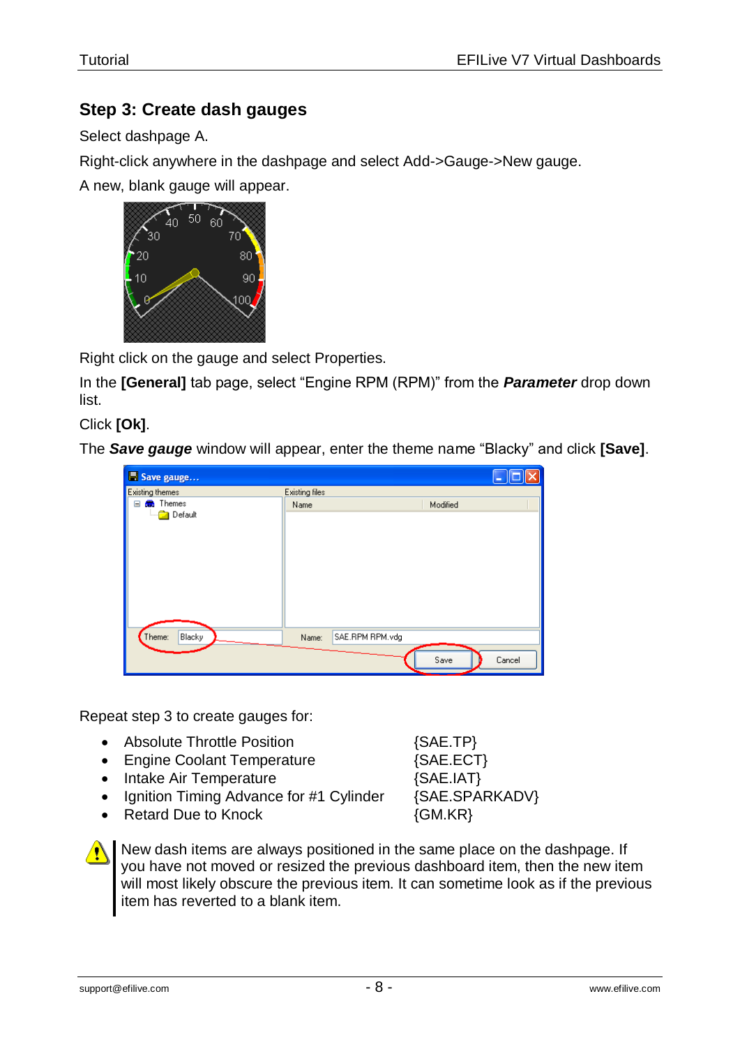## Step 3: Create dash gauges

Select dashpage A.

Right-click anywhere in the dashpage and select Add->Gauge->New gauge.

A new, blank gauge will appear.

Right click on the gauge and select Properties.

In the **[General]** tab page, select "Engine RPM (RPM)" from the ***Parameter*** drop down list.

Click **[Ok]**.

The ***Save gauge*** window will appear, enter the theme name "Blacky" and click **[Save]**.

Repeat step 3 to create gauges for:

| | |
|---|---|
| • Absolute Throttle Position | {SAE.TP} |
| • Engine Coolant Temperature | {SAE.ECT} |
| • Intake Air Temperature | {SAE.IAT} |
| • Ignition Timing Advance for #1 Cylinder | {SAE.SPARKADV} |
| • Retard Due to Knock | {GM.KR} |

New dash items are always positioned in the same place on the dashpage. If you have not moved or resized the previous dashboard item, then the new item will most likely obscure the previous item. It can sometime look as if the previous item has reverted to a blank item.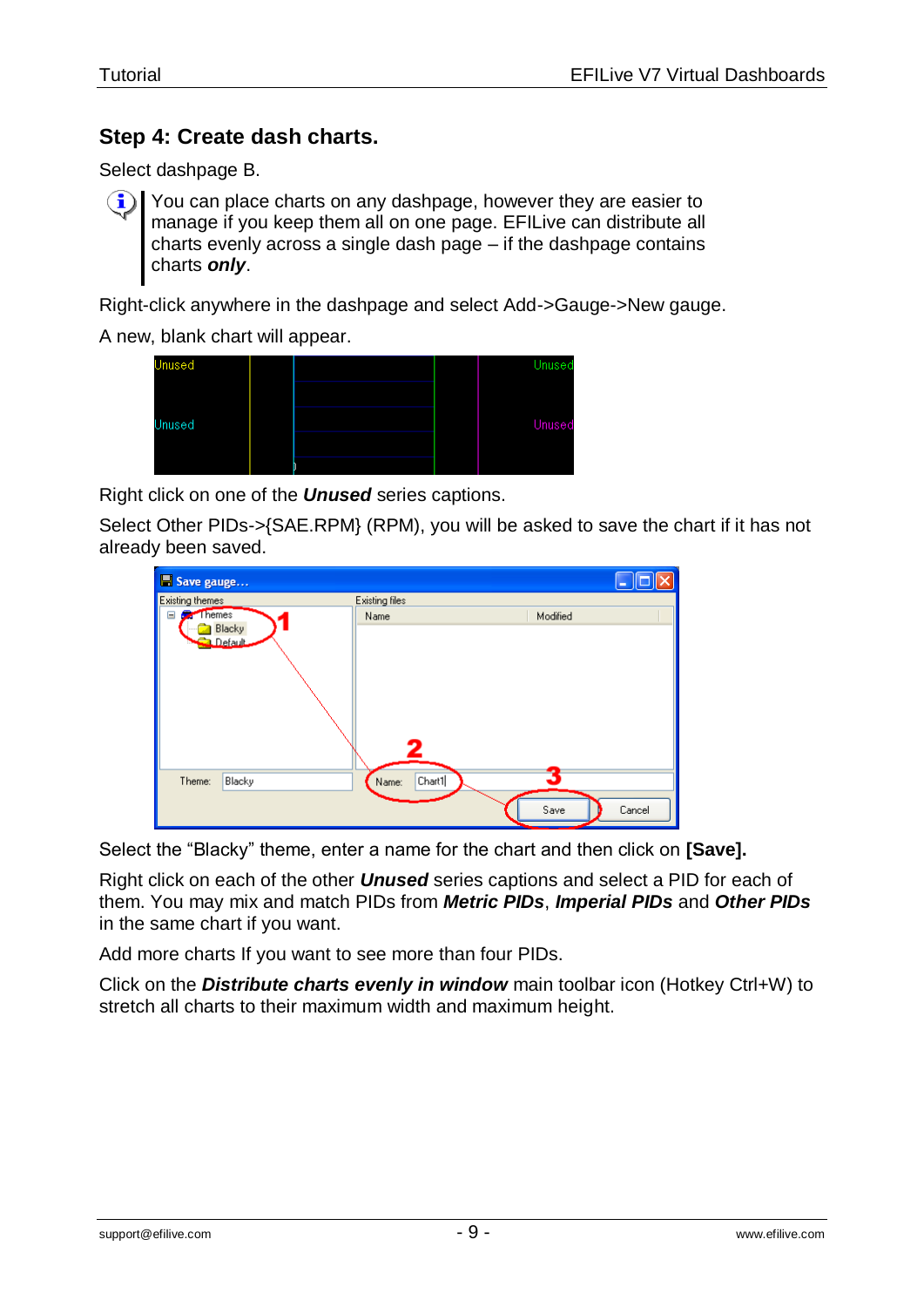## Step 4: Create dash charts.

Select dashpage B.

You can place charts on any dashpage, however they are easier to manage if you keep them all on one page. EFILive can distribute all charts evenly across a single dash page – if the dashpage contains charts ***only***.

Right-click anywhere in the dashpage and select Add->Gauge->New gauge.

A new, blank chart will appear.

Right click on one of the ***Unused*** series captions.

Select Other PIDs->{SAE.RPM} (RPM), you will be asked to save the chart if it has not already been saved.

Select the "Blacky" theme, enter a name for the chart and then click on **[Save].**

Right click on each of the other ***Unused*** series captions and select a PID for each of them. You may mix and match PIDs from ***Metric PIDs***, ***Imperial PIDs*** and ***Other PIDs*** in the same chart if you want.

Add more charts If you want to see more than four PIDs.

Click on the ***Distribute charts evenly in window*** main toolbar icon (Hotkey Ctrl+W) to stretch all charts to their maximum width and maximum height.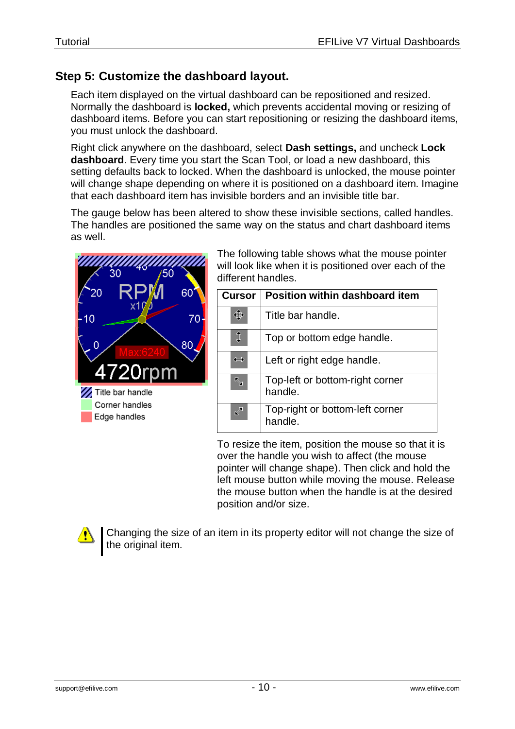## Step 5: Customize the dashboard layout.

Each item displayed on the virtual dashboard can be repositioned and resized. Normally the dashboard is **locked,** which prevents accidental moving or resizing of dashboard items. Before you can start repositioning or resizing the dashboard items, you must unlock the dashboard.

Right click anywhere on the dashboard, select **Dash settings,** and uncheck **Lock dashboard**. Every time you start the Scan Tool, or load a new dashboard, this setting defaults back to locked. When the dashboard is unlocked, the mouse pointer will change shape depending on where it is positioned on a dashboard item. Imagine that each dashboard item has invisible borders and an invisible title bar.

The gauge below has been altered to show these invisible sections, called handles. The handles are positioned the same way on the status and chart dashboard items as well.

30
40
50
20
RPM
x100
60
10
70
0
80
Max:6240
4720rpm

Title bar handle
Corner handles
Edge handles

The following table shows what the mouse pointer will look like when it is positioned over each of the different handles.

| Cursor | Position within dashboard item |
|---|---|
| | Title bar handle. |
| | Top or bottom edge handle. |
| | Left or right edge handle. |
| | Top-left or bottom-right corner handle. |
| | Top-right or bottom-left corner handle. |

To resize the item, position the mouse so that it is over the handle you wish to affect (the mouse pointer will change shape). Then click and hold the left mouse button while moving the mouse. Release the mouse button when the handle is at the desired position and/or size.

Changing the size of an item in its property editor will not change the size of the original item.